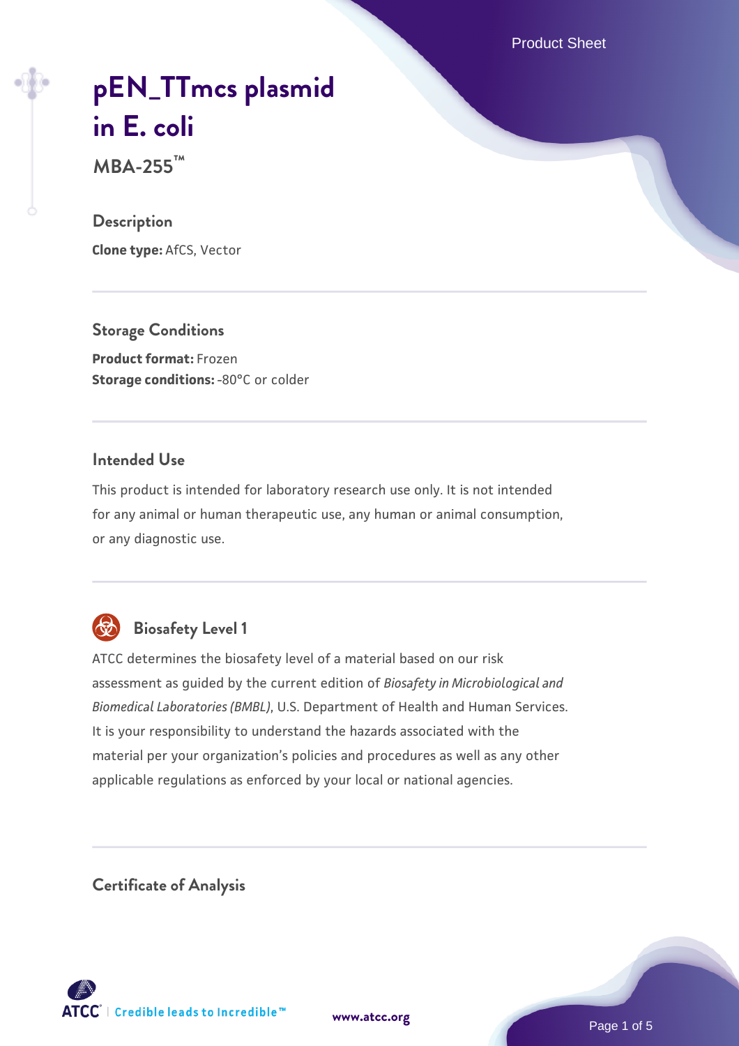# pEN_TTmcs plasmid in E. coli

**MBA-255™**

## Description

**Clone type:** AfCS, Vector

## Storage Conditions

**Product format:** Frozen
**Storage conditions:** -80°C or colder

## Intended Use

This product is intended for laboratory research use only. It is not intended for any animal or human therapeutic use, any human or animal consumption, or any diagnostic use.

## Biosafety Level 1

ATCC determines the biosafety level of a material based on our risk assessment as guided by the current edition of *Biosafety in Microbiological and Biomedical Laboratories (BMBL)*, U.S. Department of Health and Human Services. It is your responsibility to understand the hazards associated with the material per your organization's policies and procedures as well as any other applicable regulations as enforced by your local or national agencies.

## Certificate of Analysis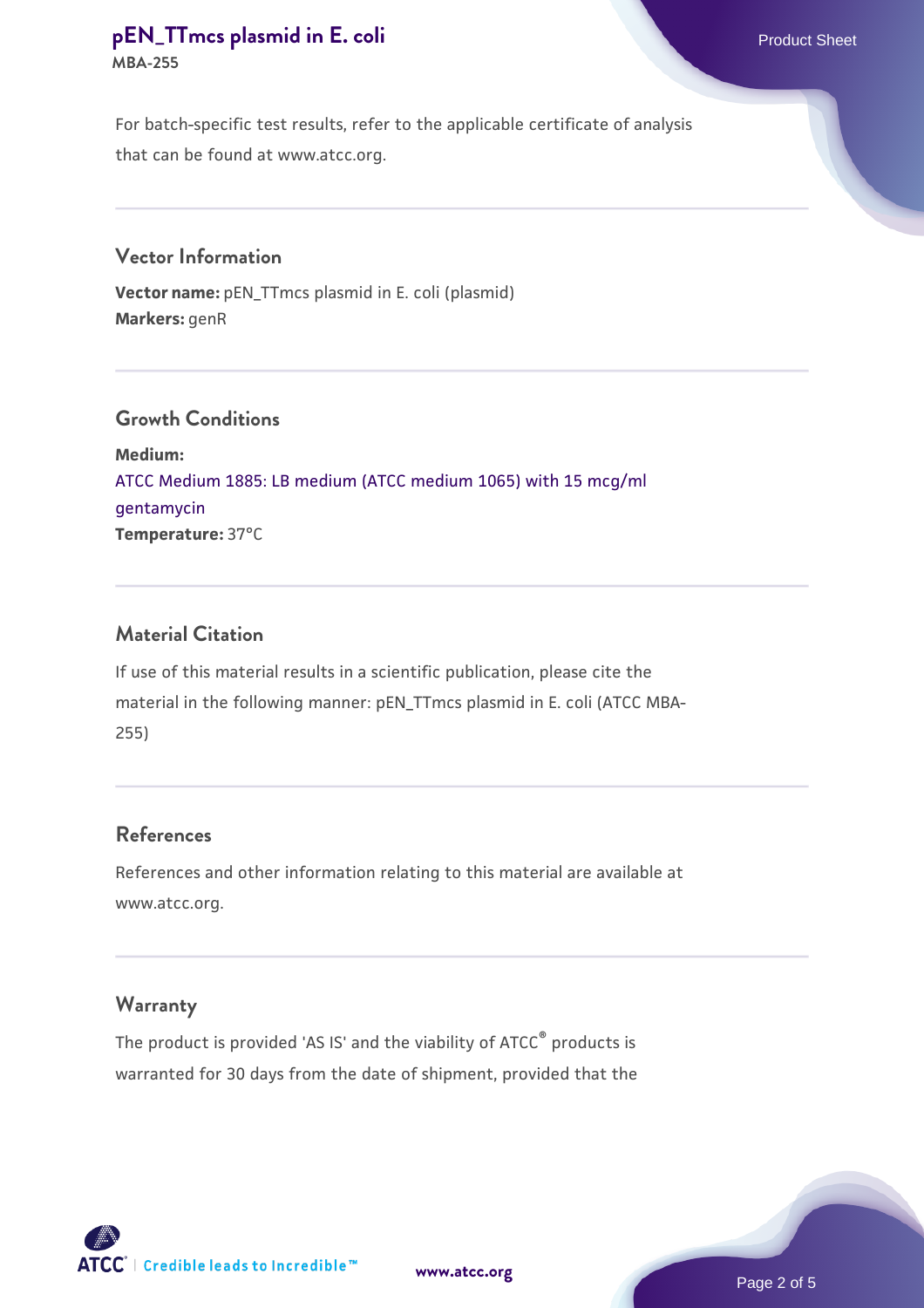For batch-specific test results, refer to the applicable certificate of analysis that can be found at www.atcc.org.

## Vector Information

**Vector name:** pEN_TTmcs plasmid in E. coli (plasmid)
**Markers:** genR

## Growth Conditions

**Medium:**
ATCC Medium 1885: LB medium (ATCC medium 1065) with 15 mcg/ml gentamycin
**Temperature:** 37°C

## Material Citation

If use of this material results in a scientific publication, please cite the material in the following manner: pEN_TTmcs plasmid in E. coli (ATCC MBA-255)

## References

References and other information relating to this material are available at www.atcc.org.

## Warranty

The product is provided 'AS IS' and the viability of ATCC® products is warranted for 30 days from the date of shipment, provided that the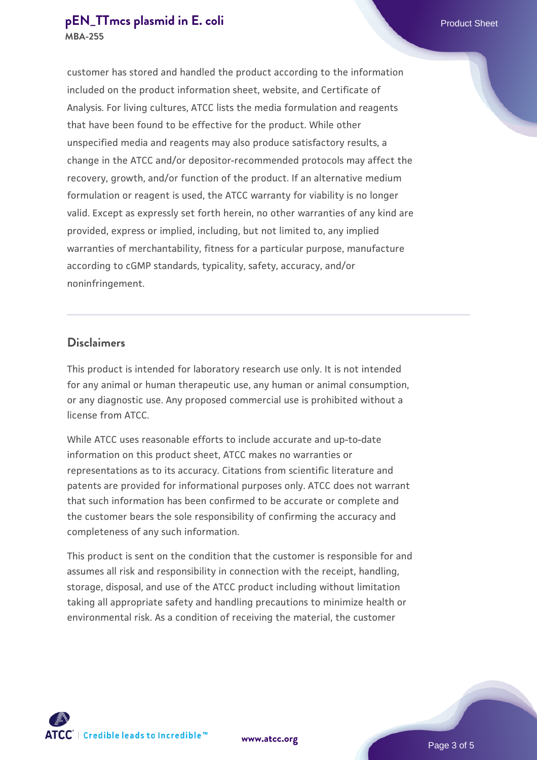customer has stored and handled the product according to the information included on the product information sheet, website, and Certificate of Analysis. For living cultures, ATCC lists the media formulation and reagents that have been found to be effective for the product. While other unspecified media and reagents may also produce satisfactory results, a change in the ATCC and/or depositor-recommended protocols may affect the recovery, growth, and/or function of the product. If an alternative medium formulation or reagent is used, the ATCC warranty for viability is no longer valid. Except as expressly set forth herein, no other warranties of any kind are provided, express or implied, including, but not limited to, any implied warranties of merchantability, fitness for a particular purpose, manufacture according to cGMP standards, typicality, safety, accuracy, and/or noninfringement.

## Disclaimers

This product is intended for laboratory research use only. It is not intended for any animal or human therapeutic use, any human or animal consumption, or any diagnostic use. Any proposed commercial use is prohibited without a license from ATCC.

While ATCC uses reasonable efforts to include accurate and up-to-date information on this product sheet, ATCC makes no warranties or representations as to its accuracy. Citations from scientific literature and patents are provided for informational purposes only. ATCC does not warrant that such information has been confirmed to be accurate or complete and the customer bears the sole responsibility of confirming the accuracy and completeness of any such information.

This product is sent on the condition that the customer is responsible for and assumes all risk and responsibility in connection with the receipt, handling, storage, disposal, and use of the ATCC product including without limitation taking all appropriate safety and handling precautions to minimize health or environmental risk. As a condition of receiving the material, the customer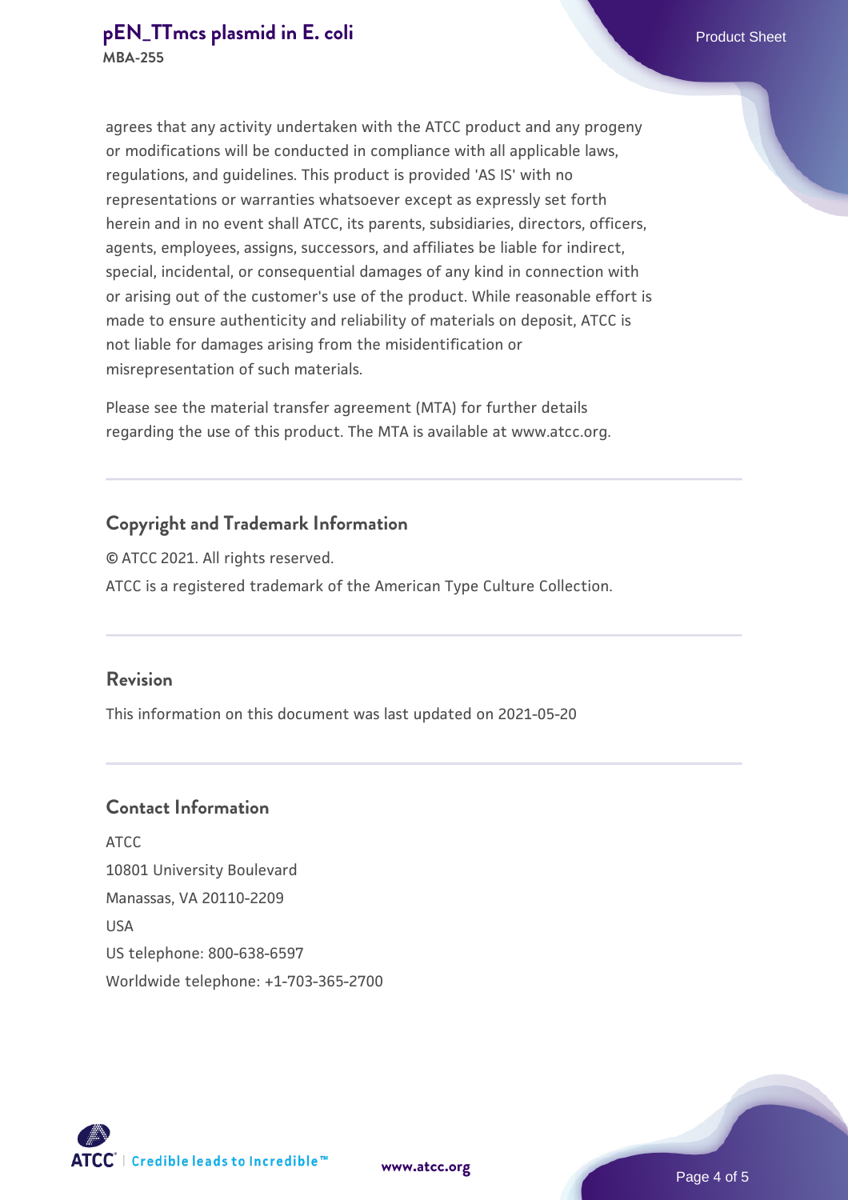agrees that any activity undertaken with the ATCC product and any progeny or modifications will be conducted in compliance with all applicable laws, regulations, and guidelines. This product is provided 'AS IS' with no representations or warranties whatsoever except as expressly set forth herein and in no event shall ATCC, its parents, subsidiaries, directors, officers, agents, employees, assigns, successors, and affiliates be liable for indirect, special, incidental, or consequential damages of any kind in connection with or arising out of the customer's use of the product. While reasonable effort is made to ensure authenticity and reliability of materials on deposit, ATCC is not liable for damages arising from the misidentification or misrepresentation of such materials.

Please see the material transfer agreement (MTA) for further details regarding the use of this product. The MTA is available at www.atcc.org.

## Copyright and Trademark Information

© ATCC 2021. All rights reserved.

ATCC is a registered trademark of the American Type Culture Collection.

## Revision

This information on this document was last updated on 2021-05-20

## Contact Information

ATCC
10801 University Boulevard
Manassas, VA 20110-2209
USA
US telephone: 800-638-6597
Worldwide telephone: +1-703-365-2700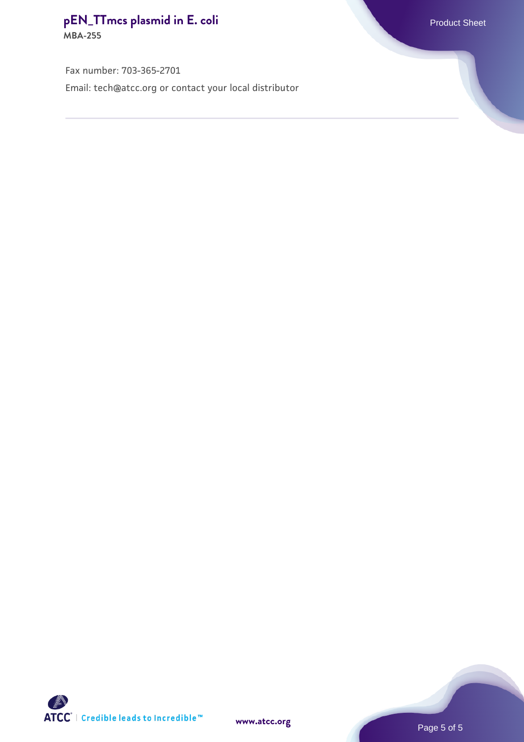Fax number: 703-365-2701

Email: tech@atcc.org or contact your local distributor